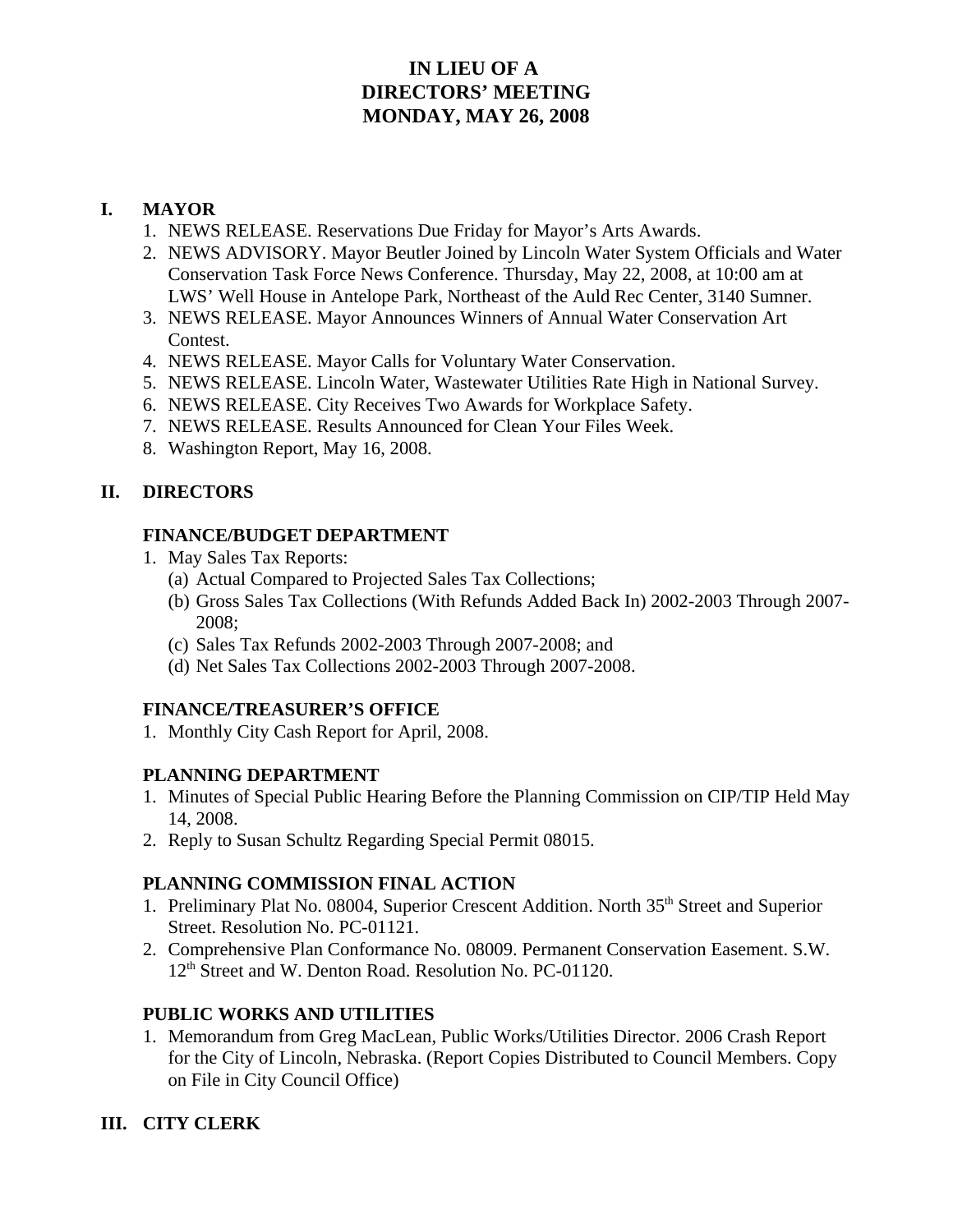# IN LIEU OF A
# DIRECTORS' MEETING
# MONDAY, MAY 26, 2008

## I. MAYOR

1. NEWS RELEASE. Reservations Due Friday for Mayor's Arts Awards.
2. NEWS ADVISORY. Mayor Beutler Joined by Lincoln Water System Officials and Water Conservation Task Force News Conference. Thursday, May 22, 2008, at 10:00 am at LWS' Well House in Antelope Park, Northeast of the Auld Rec Center, 3140 Sumner.
3. NEWS RELEASE. Mayor Announces Winners of Annual Water Conservation Art Contest.
4. NEWS RELEASE. Mayor Calls for Voluntary Water Conservation.
5. NEWS RELEASE. Lincoln Water, Wastewater Utilities Rate High in National Survey.
6. NEWS RELEASE. City Receives Two Awards for Workplace Safety.
7. NEWS RELEASE. Results Announced for Clean Your Files Week.
8. Washington Report, May 16, 2008.

## II. DIRECTORS

### FINANCE/BUDGET DEPARTMENT

1. May Sales Tax Reports:
   (a) Actual Compared to Projected Sales Tax Collections;
   (b) Gross Sales Tax Collections (With Refunds Added Back In) 2002-2003 Through 2007-2008;
   (c) Sales Tax Refunds 2002-2003 Through 2007-2008; and
   (d) Net Sales Tax Collections 2002-2003 Through 2007-2008.

### FINANCE/TREASURER'S OFFICE

1. Monthly City Cash Report for April, 2008.

### PLANNING DEPARTMENT

1. Minutes of Special Public Hearing Before the Planning Commission on CIP/TIP Held May 14, 2008.
2. Reply to Susan Schultz Regarding Special Permit 08015.

### PLANNING COMMISSION FINAL ACTION

1. Preliminary Plat No. 08004, Superior Crescent Addition. North 35th Street and Superior Street. Resolution No. PC-01121.
2. Comprehensive Plan Conformance No. 08009. Permanent Conservation Easement. S.W. 12th Street and W. Denton Road. Resolution No. PC-01120.

### PUBLIC WORKS AND UTILITIES

1. Memorandum from Greg MacLean, Public Works/Utilities Director. 2006 Crash Report for the City of Lincoln, Nebraska. (Report Copies Distributed to Council Members. Copy on File in City Council Office)

## III. CITY CLERK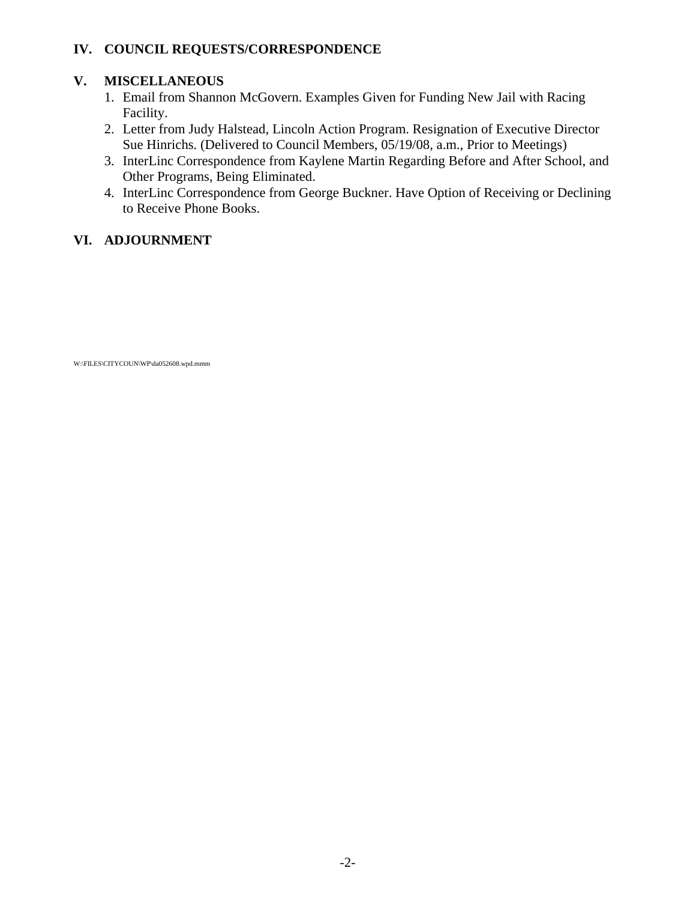## IV. COUNCIL REQUESTS/CORRESPONDENCE

## V. MISCELLANEOUS

1. Email from Shannon McGovern. Examples Given for Funding New Jail with Racing Facility.
2. Letter from Judy Halstead, Lincoln Action Program. Resignation of Executive Director Sue Hinrichs. (Delivered to Council Members, 05/19/08, a.m., Prior to Meetings)
3. InterLinc Correspondence from Kaylene Martin Regarding Before and After School, and Other Programs, Being Eliminated.
4. InterLinc Correspondence from George Buckner. Have Option of Receiving or Declining to Receive Phone Books.

## VI. ADJOURNMENT

W:\FILES\CITYCOUN\WP\da052608.wpd.mmm